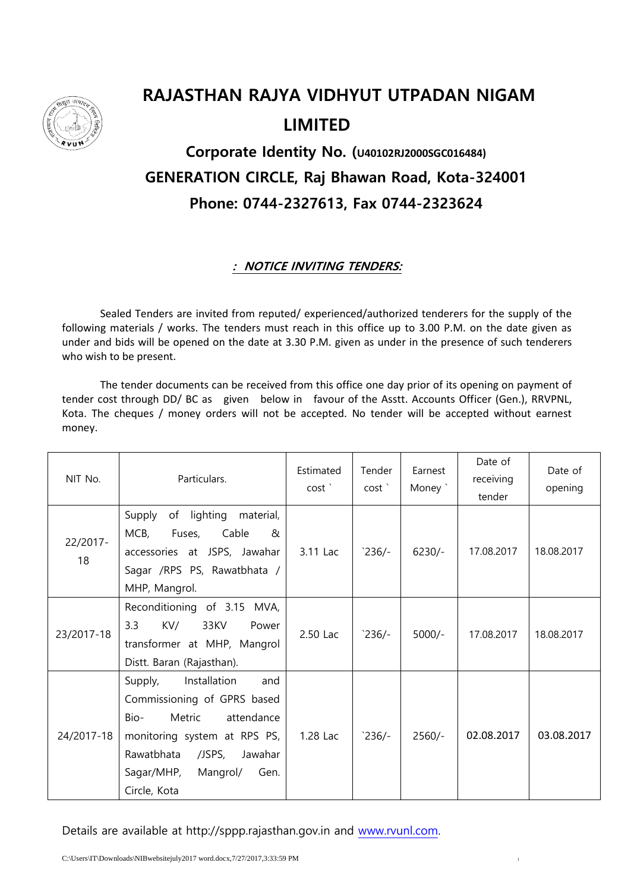# RAJASTHAN RAJYA VIDHYUT UTPADAN NIGAM LIMITED

## Corporate Identity No. (U40102RJ2000SGC016484)

## GENERATION CIRCLE, Raj Bhawan Road, Kota-324001

## Phone: 0744-2327613, Fax 0744-2323624

***: NOTICE INVITING TENDERS:***

Sealed Tenders are invited from reputed/ experienced/authorized tenderers for the supply of the following materials / works. The tenders must reach in this office up to 3.00 P.M. on the date given as under and bids will be opened on the date at 3.30 P.M. given as under in the presence of such tenderers who wish to be present.

The tender documents can be received from this office one day prior of its opening on payment of tender cost through DD/ BC as given below in favour of the Asstt. Accounts Officer (Gen.), RRVPNL, Kota. The cheques / money orders will not be accepted. No tender will be accepted without earnest money.

| NIT No. | Particulars. | Estimated cost ` | Tender cost ` | Earnest Money ` | Date of receiving tender | Date of opening |
|---|---|---|---|---|---|---|
| 22/2017-18 | Supply of lighting material, MCB, Fuses, Cable & accessories at JSPS, Jawahar Sagar /RPS PS, Rawatbhata / MHP, Mangrol. | 3.11 Lac | `236/- | 6230/- | 17.08.2017 | 18.08.2017 |
| 23/2017-18 | Reconditioning of 3.15 MVA, 3.3 KV/ 33KV Power transformer at MHP, Mangrol Distt. Baran (Rajasthan). | 2.50 Lac | `236/- | 5000/- | 17.08.2017 | 18.08.2017 |
| 24/2017-18 | Supply, Installation and Commissioning of GPRS based Bio- Metric attendance monitoring system at RPS PS, Rawatbhata /JSPS, Jawahar Sagar/MHP, Mangrol/ Gen. Circle, Kota | 1.28 Lac | `236/- | 2560/- | 02.08.2017 | 03.08.2017 |

Details are available at http://sppp.rajasthan.gov.in and www.rvunl.com.

C:\Users\IT\Downloads\NIBwebsitejuly2017 word.docx,7/27/2017,3:33:59 PM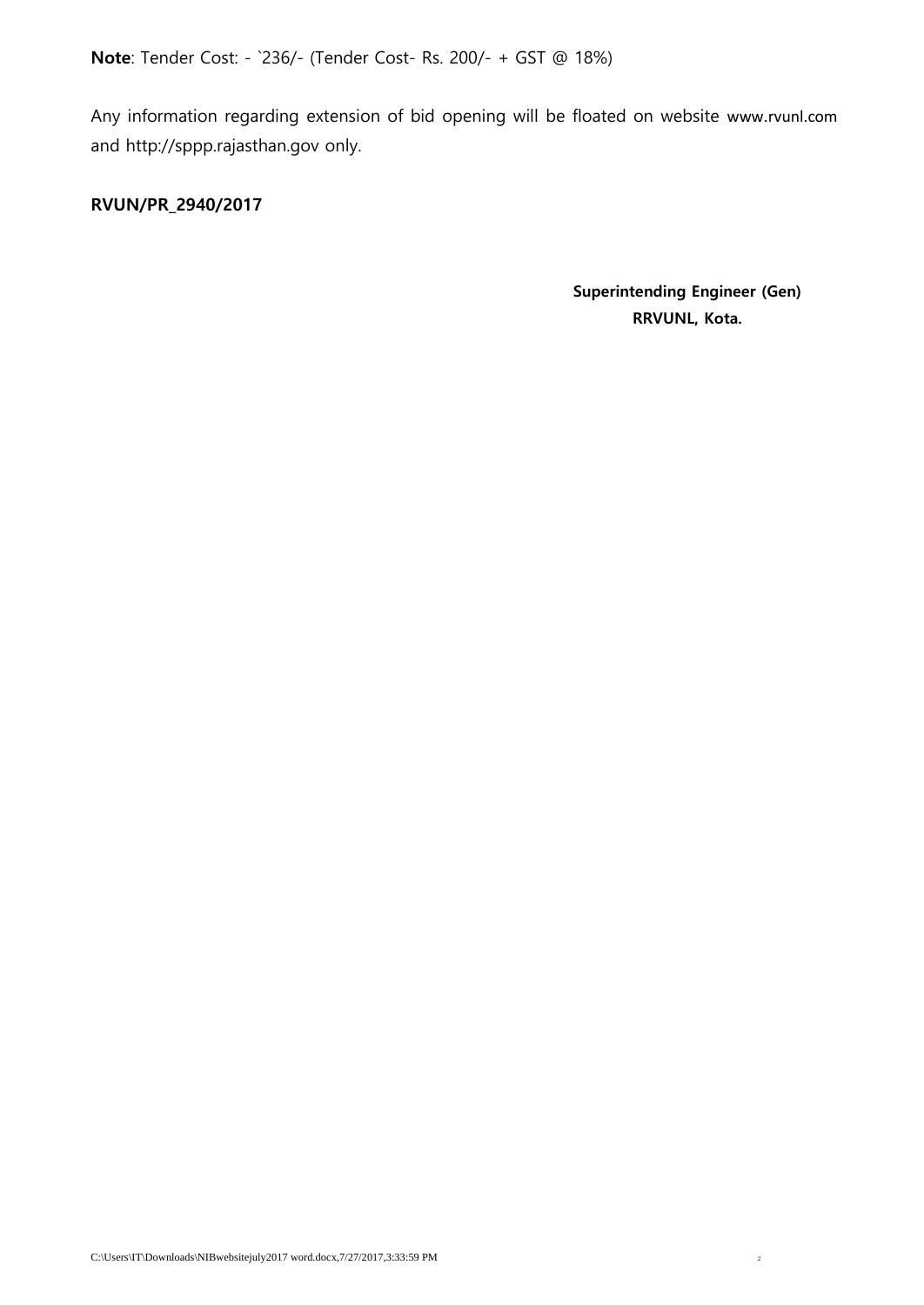**Note**: Tender Cost: - `236/- (Tender Cost- Rs. 200/- + GST @ 18%)

Any information regarding extension of bid opening will be floated on website www.rvunl.com and http://sppp.rajasthan.gov only.

**RVUN/PR_2940/2017**

**Superintending Engineer (Gen)**
**RRVUNL, Kota.**